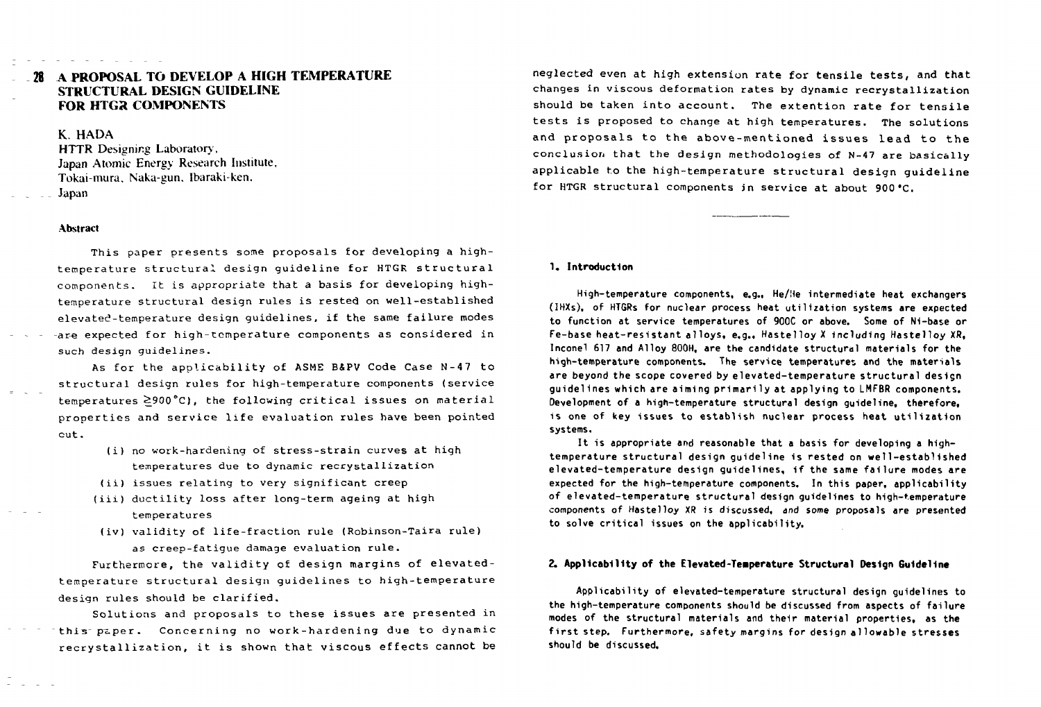# 28 A PROPOSAL TO DEVELOP A HIGH TEMPERATURE STRUCTURAL DESIGN GUIDELINE FOR HTGR COMPONENTS

K. HADA
HTTR Designing Laboratory,
Japan Atomic Energy Research Institute,
Tokai-mura, Naka-gun, Ibaraki-ken,
Japan

### Abstract

This paper presents some proposals for developing a high-temperature structural design guideline for HTGR structural components. It is appropriate that a basis for developing high-temperature structural design rules is rested on well-established elevated-temperature design guidelines, if the same failure modes are expected for high-temperature components as considered in such design guidelines.

As for the applicability of ASME B&PV Code Case N-47 to structural design rules for high-temperature components (service temperatures ≧900°C), the following critical issues on material properties and service life evaluation rules have been pointed out.

(i) no work-hardening of stress-strain curves at high temperatures due to dynamic recrystallization

(ii) issues relating to very significant creep

(iii) ductility loss after long-term ageing at high temperatures

(iv) validity of life-fraction rule (Robinson-Taira rule) as creep-fatigue damage evaluation rule.

Furthermore, the validity of design margins of elevated-temperature structural design guidelines to high-temperature design rules should be clarified.

Solutions and proposals to these issues are presented in this paper. Concerning no work-hardening due to dynamic recrystallization, it is shown that viscous effects cannot be neglected even at high extension rate for tensile tests, and that changes in viscous deformation rates by dynamic recrystallization should be taken into account. The extention rate for tensile tests is proposed to change at high temperatures. The solutions and proposals to the above-mentioned issues lead to the conclusion that the design methodologies of N-47 are basically applicable to the high-temperature structural design guideline for HTGR structural components in service at about 900°C.

## 1. Introduction

High-temperature components, e.g., He/He intermediate heat exchangers (IHXs), of HTGRs for nuclear process heat utilization systems are expected to function at service temperatures of 900C or above. Some of Ni-base or Fe-base heat-resistant alloys, e.g., Hastelloy X including Hastelloy XR, Inconel 617 and Alloy 800H, are the candidate structural materials for the high-temperature components. The service temperatures and the materials are beyond the scope covered by elevated-temperature structural design guidelines which are aiming primarily at applying to LMFBR components. Development of a high-temperature structural design guideline, therefore, is one of key issues to establish nuclear process heat utilization systems.

It is appropriate and reasonable that a basis for developing a high-temperature structural design guideline is rested on well-established elevated-temperature design guidelines, if the same failure modes are expected for the high-temperature components. In this paper, applicability of elevated-temperature structural design guidelines to high-temperature components of Hastelloy XR is discussed, and some proposals are presented to solve critical issues on the applicability.

## 2. Applicability of the Elevated-Temperature Structural Design Guideline

Applicability of elevated-temperature structural design guidelines to the high-temperature components should be discussed from aspects of failure modes of the structural materials and their material properties, as the first step. Furthermore, safety margins for design allowable stresses should be discussed.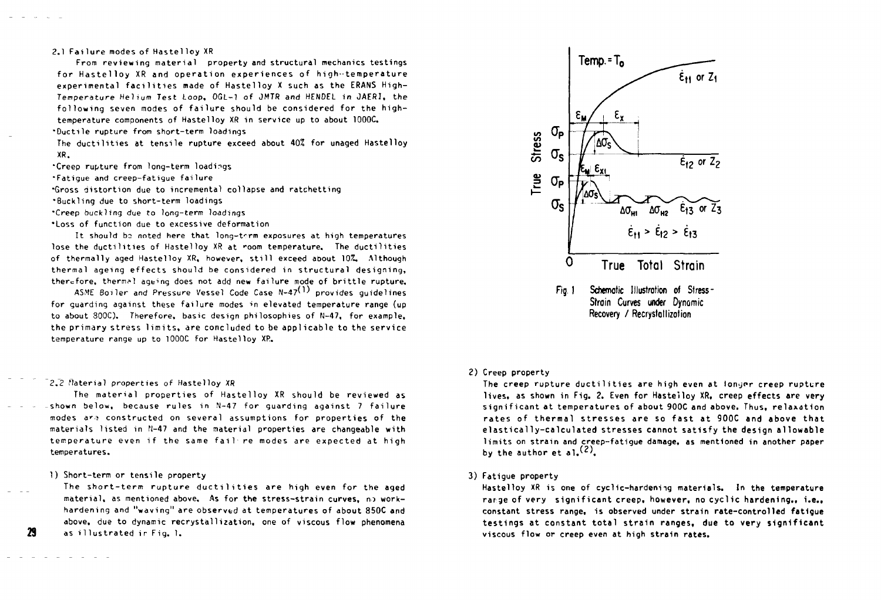### 2.1 Failure modes of Hastelloy XR

From reviewing material property and structural mechanics testings for Hastelloy XR and operation experiences of high-temperature experimental facilities made of Hastelloy X such as the ERANS High-Temperature Helium Test Loop, OGL-1 of JMTR and HENDEL in JAERI, the following seven modes of failure should be considered for the high-temperature components of Hastelloy XR in service up to about 1000C.

- Ductile rupture from short-term loadings
  The ductilities at tensile rupture exceed about 40% for unaged Hastelloy XR.
- Creep rupture from long-term loadings
- Fatigue and creep-fatigue failure
- Gross distortion due to incremental collapse and ratchetting
- Buckling due to short-term loadings
- Creep buckling due to long-term loadings
- Loss of function due to excessive deformation

It should be noted here that long-term exposures at high temperatures lose the ductilities of Hastelloy XR at room temperature. The ductilities of thermally aged Hastelloy XR, however, still exceed about 10%. Although thermal ageing effects should be considered in structural designing, therefore, thermal ageing does not add new failure mode of brittle rupture.

ASME Boiler and Pressure Vessel Code Case N-47[1] provides guidelines for guarding against these failure modes in elevated temperature range (up to about 800C). Therefore, basic design philosophies of N-47, for example, the primary stress limits, are concluded to be applicable to the service temperature range up to 1000C for Hastelloy XR.

### 2.2 Material properties of Hastelloy XR

The material properties of Hastelloy XR should be reviewed as shown below, because rules in N-47 for guarding against 7 failure modes are constructed on several assumptions for properties of the materials listed in N-47 and the material properties are changeable with temperature even if the same failure modes are expected at high temperatures.

1) Short-term or tensile property

The short-term rupture ductilities are high even for the aged material, as mentioned above. As for the stress-strain curves, no work-hardening and "waving" are observed at temperatures of about 850C and above, due to dynamic recrystallization, one of viscous flow phenomena as illustrated in Fig. 1.

Fig. 1 Schematic Illustration of Stress-Strain Curves under Dynamic Recovery / Recrystallization

2) Creep property

The creep rupture ductilities are high even at longer creep rupture lives, as shown in Fig. 2. Even for Hastelloy XR, creep effects are very significant at temperatures of about 900C and above. Thus, relaxation rates of thermal stresses are so fast at 900C and above that elastically-calculated stresses cannot satisfy the design allowable limits on strain and creep-fatigue damage, as mentioned in another paper by the author et al.[2].

3) Fatigue property

Hastelloy XR is one of cyclic-hardening materials. In the temperature range of very significant creep, however, no cyclic hardening., i.e., constant stress range, is observed under strain rate-controlled fatigue testings at constant total strain ranges, due to very significant viscous flow or creep even at high strain rates.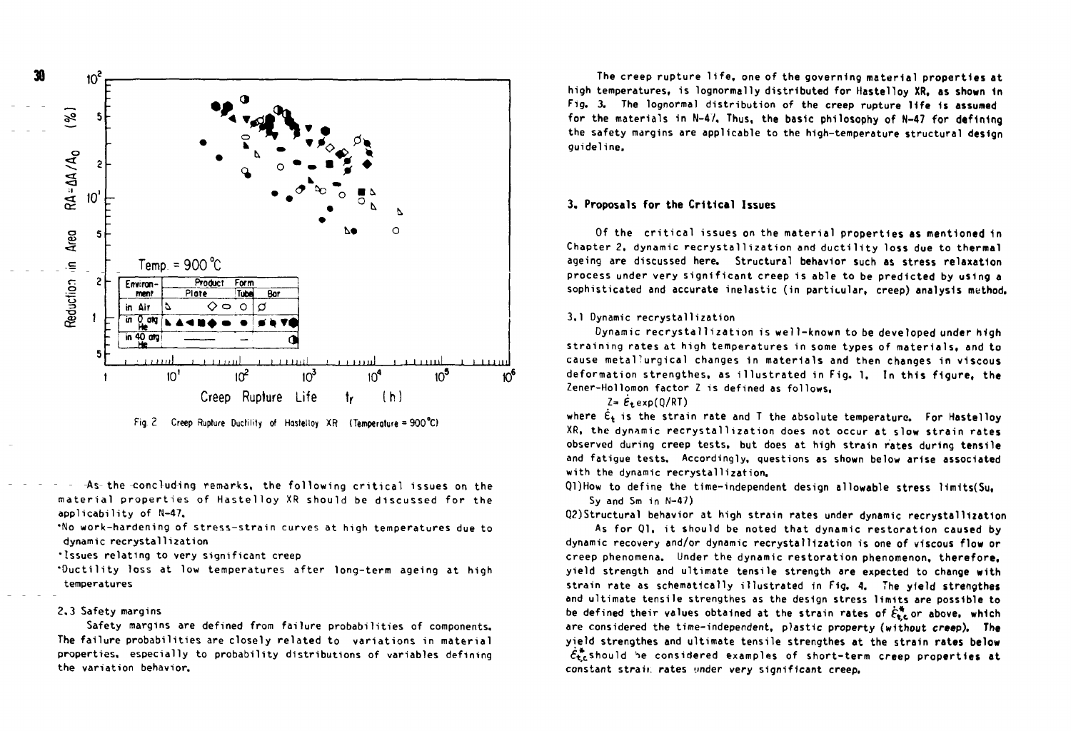Fig. 2 Creep Rupture Ductility of Hastelloy XR (Temperature = 900°C)

As the concluding remarks, the following critical issues on the material properties of Hastelloy XR should be discussed for the applicability of N-47.

- No work-hardening of stress-strain curves at high temperatures due to dynamic recrystallization
- Issues relating to very significant creep
- Ductility loss at low temperatures after long-term ageing at high temperatures

### 2.3 Safety margins

Safety margins are defined from failure probabilities of components. The failure probabilities are closely related to variations in material properties, especially to probability distributions of variables defining the variation behavior.

The creep rupture life, one of the governing material properties at high temperatures, is lognormally distributed for Hastelloy XR, as shown in Fig. 3. The lognormal distribution of the creep rupture life is assumed for the materials in N-47. Thus, the basic philosophy of N-47 for defining the safety margins are applicable to the high-temperature structural design guideline.

## 3. Proposals for the Critical Issues

Of the critical issues on the material properties as mentioned in Chapter 2, dynamic recrystallization and ductility loss due to thermal ageing are discussed here. Structural behavior such as stress relaxation process under very significant creep is able to be predicted by using a sophisticated and accurate inelastic (in particular, creep) analysis method.

### 3.1 Dynamic recrystallization

Dynamic recrystallization is well-known to be developed under high straining rates at high temperatures in some types of materials, and to cause metallurgical changes in materials and then changes in viscous deformation strengthes, as illustrated in Fig. 1. In this figure, the Zener-Hollomon factor Z is defined as follows,

$$Z = \dot{\varepsilon}_t \exp(Q/RT)$$

where $\dot{\varepsilon}_t$ is the strain rate and T the absolute temperature. For Hastelloy XR, the dynamic recrystallization does not occur at slow strain rates observed during creep tests, but does at high strain rates during tensile and fatigue tests. Accordingly, questions as shown below arise associated with the dynamic recrystallization.

Q1) How to define the time-independent design allowable stress limits($S_u$, $S_y$ and $S_m$ in N-47)

Q2) Structural behavior at high strain rates under dynamic recrystallization

As for Q1, it should be noted that dynamic restoration caused by dynamic recovery and/or dynamic recrystallization is one of viscous flow or creep phenomena. Under the dynamic restoration phenomenon, therefore, yield strength and ultimate tensile strength are expected to change with strain rate as schematically illustrated in Fig. 4. The yield strengthes and ultimate tensile strengthes as the design stress limits are possible to be defined their values obtained at the strain rates of $\dot{\varepsilon}^*_{tc}$ or above, which are considered the time-independent, plastic property (without creep). The yield strengthes and ultimate tensile strengthes at the strain rates below $\dot{\varepsilon}^*_{tc}$ should be considered examples of short-term creep properties at constant strain rates under very significant creep.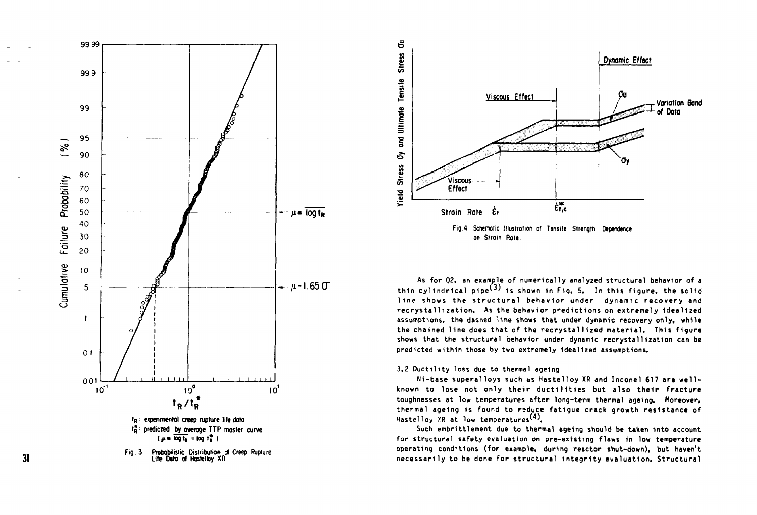$t_R$ : experimental creep rupture life data

$t_R^*$ : predicted by average TTP master curve

($\mu = \overline{\log t_R} = \log t_R^*$)

Fig. 3 Probabilistic Distribution of Creep Rupture Life Data of Hastelloy XR.

Fig. 4 Schematic Illustration of Tensile Strength Dependence on Strain Rate.

As for Q2, an example of numerically analyzed structural behavior of a thin cylindrical pipe[3] is shown in Fig. 5. In this figure, the solid line shows the structural behavior under dynamic recovery and recrystallization. As the behavior predictions on extremely idealized assumptions, the dashed line shows that under dynamic recovery only, while the chained line does that of the recrystallized material. This figure shows that the structural behavior under dynamic recrystallization can be predicted within those by two extremely idealized assumptions.

### 3.2 Ductility loss due to thermal ageing

Ni-base superalloys such as Hastelloy XR and Inconel 617 are well-known to lose not only their ductilities but also their fracture toughnesses at low temperatures after long-term thermal ageing. Moreover, thermal ageing is found to reduce fatigue crack growth resistance of Hastelloy XR at low temperatures[4].

Such embrittlement due to thermal ageing should be taken into account for structural safety evaluation on pre-existing flaws in low temperature operating conditions (for example, during reactor shut-down), but haven't necessarily to be done for structural integrity evaluation. Structural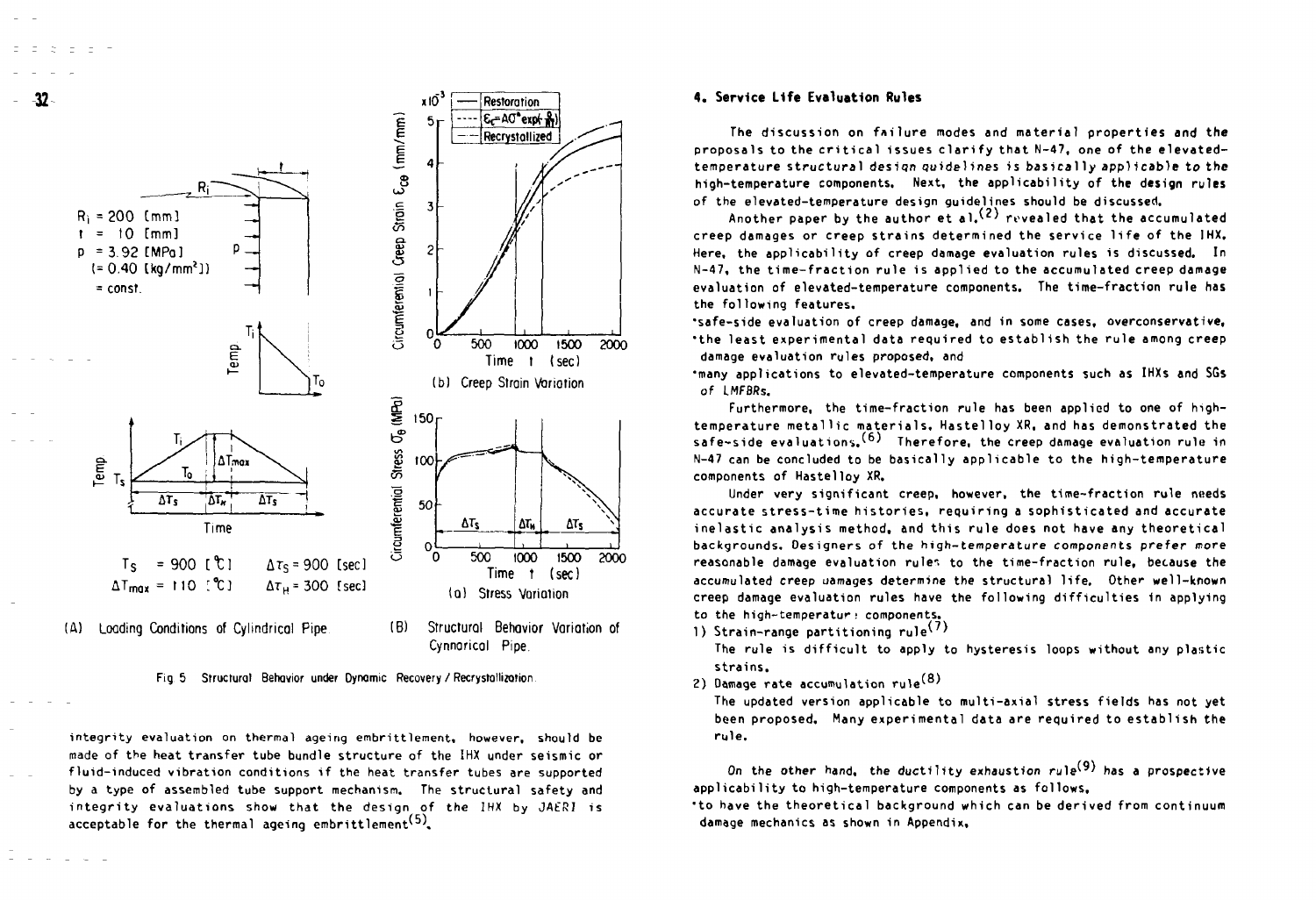Fig 5 Structural Behavior under Dynamic Recovery / Recrystallization

integrity evaluation on thermal ageing embrittlement, however, should be made of the heat transfer tube bundle structure of the IHX under seismic or fluid-induced vibration conditions if the heat transfer tubes are supported by a type of assembled tube support mechanism. The structural safety and integrity evaluations show that the design of the IHX by JAERI is acceptable for the thermal ageing embrittlement[5].

## 4. Service Life Evaluation Rules

The discussion on failure modes and material properties and the proposals to the critical issues clarify that N-47, one of the elevated-temperature structural design guidelines is basically applicable to the high-temperature components. Next, the applicability of the design rules of the elevated-temperature design guidelines should be discussed.

Another paper by the author et al.[2] revealed that the accumulated creep damages or creep strains determined the service life of the IHX. Here, the applicability of creep damage evaluation rules is discussed. In N-47, the time-fraction rule is applied to the accumulated creep damage evaluation of elevated-temperature components. The time-fraction rule has the following features.

- safe-side evaluation of creep damage, and in some cases, overconservative,
- the least experimental data required to establish the rule among creep damage evaluation rules proposed, and
- many applications to elevated-temperature components such as IHXs and SGs of LMFBRs.

Furthermore, the time-fraction rule has been applied to one of high-temperature metallic materials, Hastelloy XR, and has demonstrated the safe-side evaluations.[6] Therefore, the creep damage evaluation rule in N-47 can be concluded to be basically applicable to the high-temperature components of Hastelloy XR.

Under very significant creep, however, the time-fraction rule needs accurate stress-time histories, requiring a sophisticated and accurate inelastic analysis method, and this rule does not have any theoretical backgrounds. Designers of the high-temperature components prefer more reasonable damage evaluation rules to the time-fraction rule, because the accumulated creep damages determine the structural life. Other well-known creep damage evaluation rules have the following difficulties in applying to the high-temperature components.

1) Strain-range partitioning rule[7]
   The rule is difficult to apply to hysteresis loops without any plastic strains.
2) Damage rate accumulation rule[8]
   The updated version applicable to multi-axial stress fields has not yet been proposed. Many experimental data are required to establish the rule.

On the other hand, the ductility exhaustion rule[9] has a prospective applicability to high-temperature components as follows.

- to have the theoretical background which can be derived from continuum damage mechanics as shown in Appendix,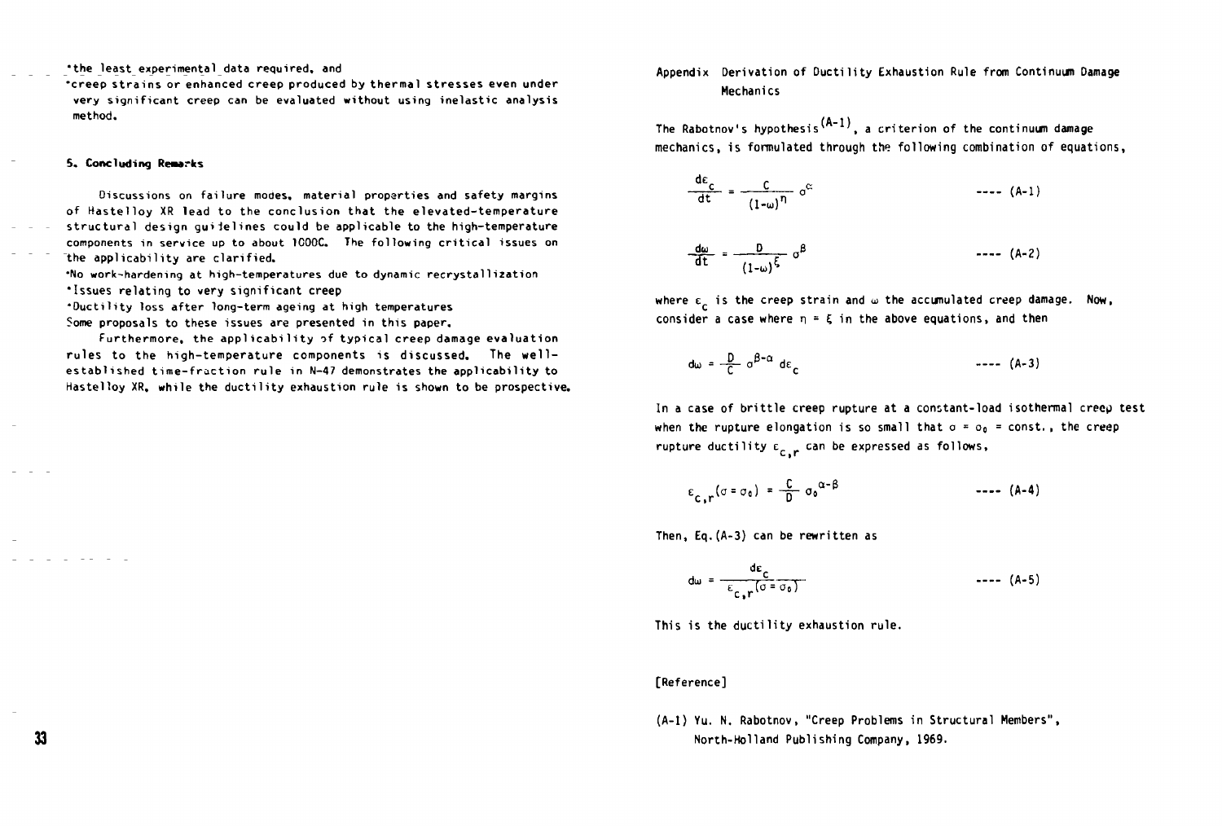- the least experimental data required, and
- creep strains or enhanced creep produced by thermal stresses even under very significant creep can be evaluated without using inelastic analysis method.

## 5. Concluding Remarks

Discussions on failure modes, material properties and safety margins of Hastelloy XR lead to the conclusion that the elevated-temperature structural design guidelines could be applicable to the high-temperature components in service up to about 1000C. The following critical issues on the applicability are clarified.

- No work-hardening at high-temperatures due to dynamic recrystallization
- Issues relating to very significant creep
- Ductility loss after long-term ageing at high temperatures

Some proposals to these issues are presented in this paper.

Furthermore, the applicability of typical creep damage evaluation rules to the high-temperature components is discussed. The well-established time-fraction rule in N-47 demonstrates the applicability to Hastelloy XR, while the ductility exhaustion rule is shown to be prospective.

## Appendix Derivation of Ductility Exhaustion Rule from Continuum Damage Mechanics

The Rabotnov's hypothesis(A-1), a criterion of the continuum damage mechanics, is formulated through the following combination of equations,

$$\frac{d\varepsilon_c}{dt} = \frac{C}{(1-\omega)^{\eta}} \sigma^{\alpha} \quad \text{---- (A-1)}$$

$$\frac{d\omega}{dt} = \frac{D}{(1-\omega)^{\xi}} \sigma^{\beta} \quad \text{---- (A-2)}$$

where $\varepsilon_c$ is the creep strain and $\omega$ the accumulated creep damage. Now, consider a case where $\eta = \xi$ in the above equations, and then

$$d\omega = \frac{D}{C} \sigma^{\beta-\alpha} d\varepsilon_c \quad \text{---- (A-3)}$$

In a case of brittle creep rupture at a constant-load isothermal creep test when the rupture elongation is so small that $\sigma = \sigma_0 = \text{const.}$, the creep rupture ductility $\varepsilon_{c,r}$ can be expressed as follows,

$$\varepsilon_{c,r}(\sigma = \sigma_0) = \frac{C}{D} \sigma_0^{\alpha-\beta} \quad \text{---- (A-4)}$$

Then, Eq.(A-3) can be rewritten as

$$d\omega = \frac{d\varepsilon_c}{\varepsilon_{c,r}(\sigma = \sigma_0)} \quad \text{---- (A-5)}$$

This is the ductility exhaustion rule.

[Reference]

(A-1) Yu. N. Rabotnov, "Creep Problems in Structural Members", North-Holland Publishing Company, 1969.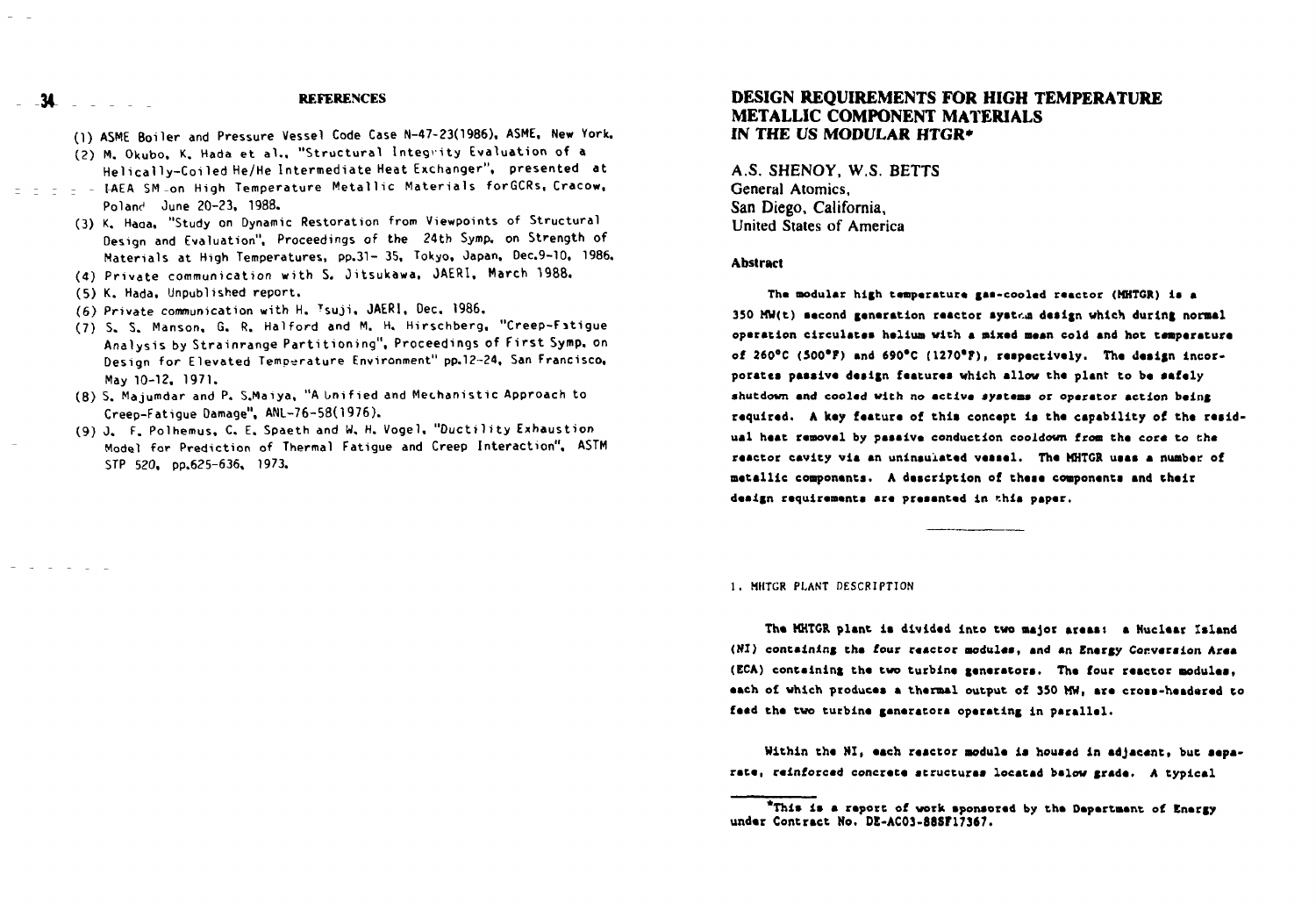## REFERENCES

(1) ASME Boiler and Pressure Vessel Code Case N-47-23(1986), ASME, New York.

(2) M. Okubo, K. Hada et al., "Structural Integrity Evaluation of a Helically-Coiled He/He Intermediate Heat Exchanger", presented at IAEA SM on High Temperature Metallic Materials forGCRs, Cracow, Poland June 20-23, 1988.

(3) K. Hada, "Study on Dynamic Restoration from Viewpoints of Structural Design and Evaluation", Proceedings of the 24th Symp. on Strength of Materials at High Temperatures, pp.31- 35, Tokyo, Japan, Dec.9-10, 1986.

(4) Private communication with S. Jitsukawa, JAERI, March 1988.

(5) K. Hada, Unpublished report.

(6) Private communication with H. Tsuji, JAERI, Dec. 1986.

(7) S. S. Manson, G. R. Halford and M. H. Hirschberg, "Creep-Fatigue Analysis by Strainrange Partitioning", Proceedings of First Symp. on Design for Elevated Temperature Environment" pp.12-24, San Francisco, May 10-12, 1971.

(8) S. Majumdar and P. S.Maiya, "A Unified and Mechanistic Approach to Creep-Fatigue Damage", ANL-76-58(1976).

(9) J. F. Polhemus, C. E. Spaeth and W. H. Vogel, "Ductility Exhaustion Model for Prediction of Thermal Fatigue and Creep Interaction", ASTM STP 520, pp.625-636, 1973.

# DESIGN REQUIREMENTS FOR HIGH TEMPERATURE METALLIC COMPONENT MATERIALS IN THE US MODULAR HTGR*

A.S. SHENOY, W.S. BETTS
General Atomics,
San Diego, California,
United States of America

### Abstract

The modular high temperature gas-cooled reactor (MHTGR) is a 350 MW(t) second generation reactor system design which during normal operation circulates helium with a mixed mean cold and hot temperature of 260°C (500°F) and 690°C (1270°F), respectively. The design incorporates passive design features which allow the plant to be safely shutdown and cooled with no active systems or operator action being required. A key feature of this concept is the capability of the residual heat removal by passive conduction cooldown from the core to the reactor cavity via an uninsulated vessel. The MHTGR uses a number of metallic components. A description of these components and their design requirements are presented in this paper.

## 1. MHTGR PLANT DESCRIPTION

The MHTGR plant is divided into two major areas: a Nuclear Island (NI) containing the four reactor modules, and an Energy Conversion Area (ECA) containing the two turbine generators. The four reactor modules, each of which produces a thermal output of 350 MW, are cross-headered to feed the two turbine generators operating in parallel.

Within the NI, each reactor module is housed in adjacent, but separate, reinforced concrete structures located below grade. A typical

*This is a report of work sponsored by the Department of Energy under Contract No. DE-AC03-88SF17367.